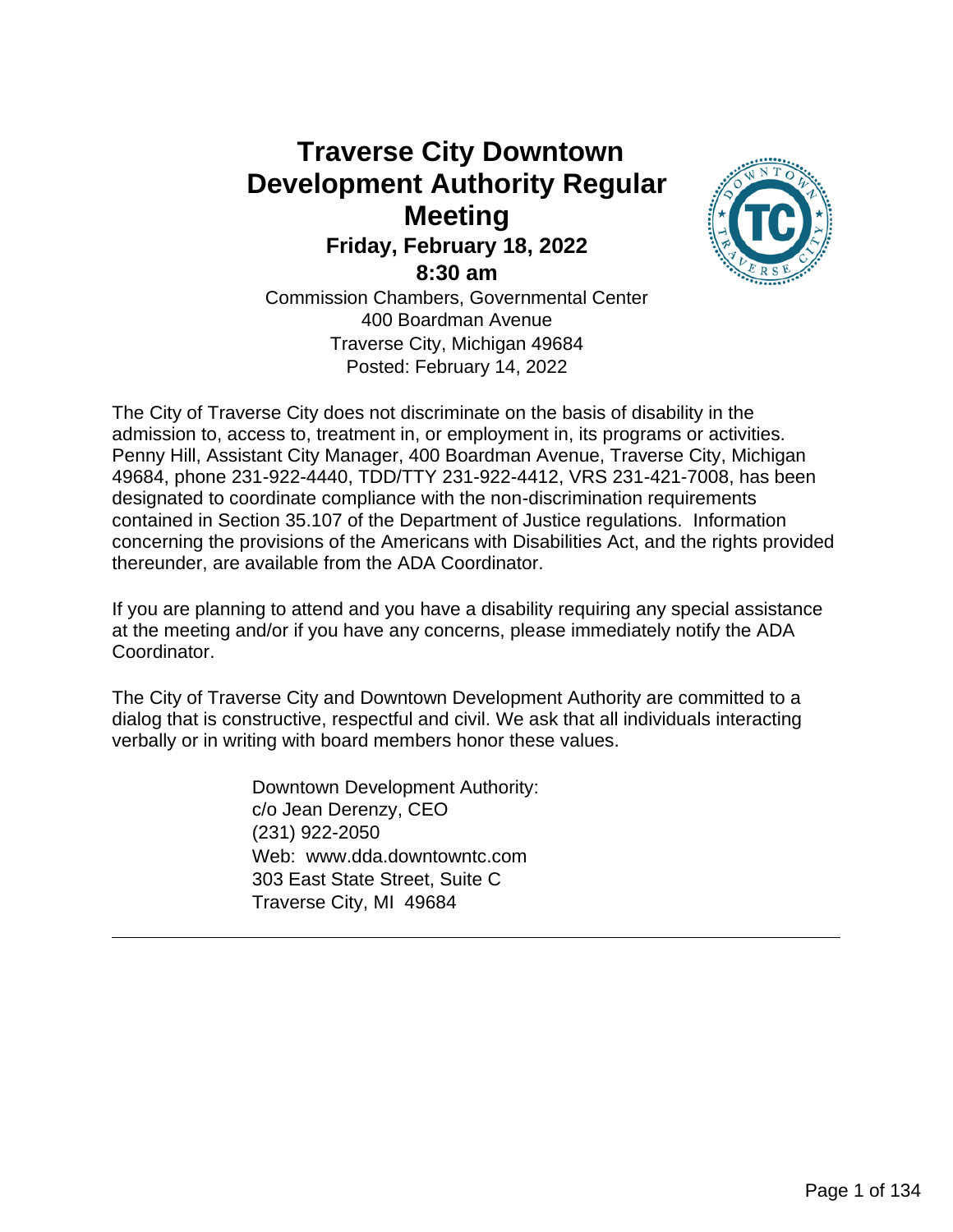# Traverse City Downtown Development Authority Regular Meeting

**Friday, February 18, 2022**

**8:30 am**

Commission Chambers, Governmental Center
400 Boardman Avenue
Traverse City, Michigan 49684
Posted: February 14, 2022

The City of Traverse City does not discriminate on the basis of disability in the admission to, access to, treatment in, or employment in, its programs or activities. Penny Hill, Assistant City Manager, 400 Boardman Avenue, Traverse City, Michigan 49684, phone 231-922-4440, TDD/TTY 231-922-4412, VRS 231-421-7008, has been designated to coordinate compliance with the non-discrimination requirements contained in Section 35.107 of the Department of Justice regulations. Information concerning the provisions of the Americans with Disabilities Act, and the rights provided thereunder, are available from the ADA Coordinator.

If you are planning to attend and you have a disability requiring any special assistance at the meeting and/or if you have any concerns, please immediately notify the ADA Coordinator.

The City of Traverse City and Downtown Development Authority are committed to a dialog that is constructive, respectful and civil. We ask that all individuals interacting verbally or in writing with board members honor these values.

Downtown Development Authority:
c/o Jean Derenzy, CEO
(231) 922-2050
Web: www.dda.downtowntc.com
303 East State Street, Suite C
Traverse City, MI 49684

---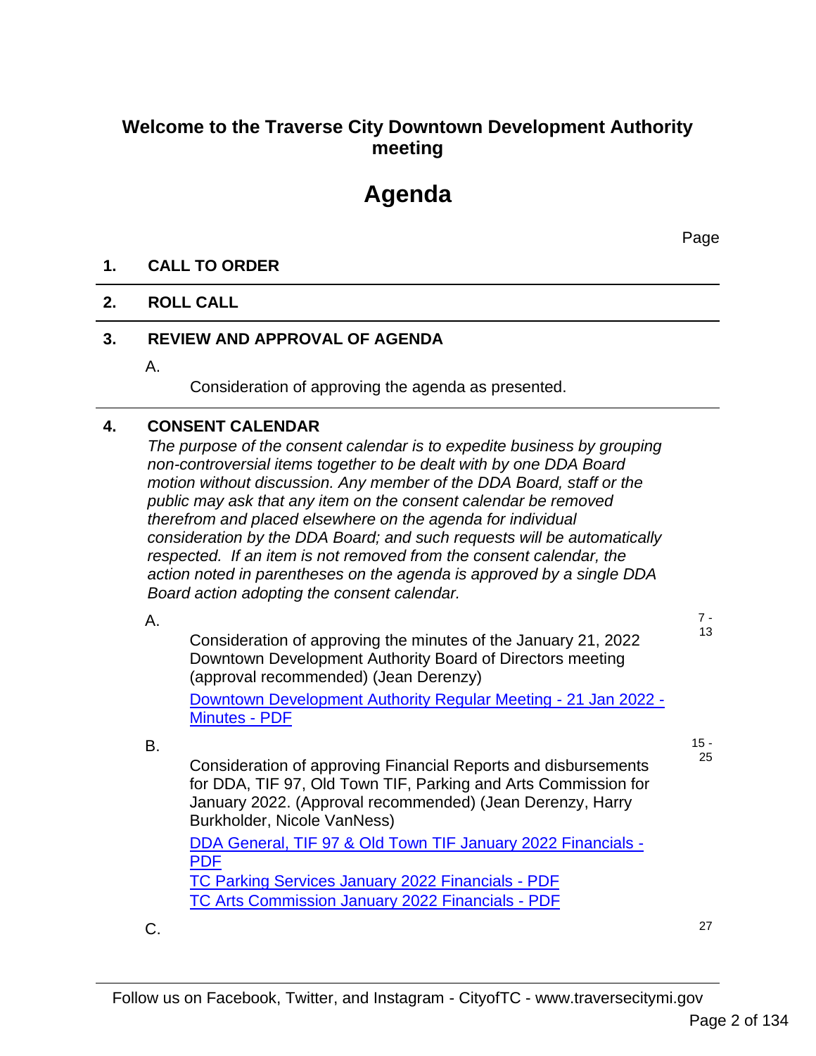## Welcome to the Traverse City Downtown Development Authority meeting

# Agenda

Page

**1. CALL TO ORDER**

**2. ROLL CALL**

**3. REVIEW AND APPROVAL OF AGENDA**

A.

Consideration of approving the agenda as presented.

**4. CONSENT CALENDAR**

*The purpose of the consent calendar is to expedite business by grouping non-controversial items together to be dealt with by one DDA Board motion without discussion. Any member of the DDA Board, staff or the public may ask that any item on the consent calendar be removed therefrom and placed elsewhere on the agenda for individual consideration by the DDA Board; and such requests will be automatically respected. If an item is not removed from the consent calendar, the action noted in parentheses on the agenda is approved by a single DDA Board action adopting the consent calendar.*

A. (7 - 13)

Consideration of approving the minutes of the January 21, 2022 Downtown Development Authority Board of Directors meeting (approval recommended) (Jean Derenzy)

Downtown Development Authority Regular Meeting - 21 Jan 2022 - Minutes - PDF

B. (15 - 25)

Consideration of approving Financial Reports and disbursements for DDA, TIF 97, Old Town TIF, Parking and Arts Commission for January 2022. (Approval recommended) (Jean Derenzy, Harry Burkholder, Nicole VanNess)

DDA General, TIF 97 & Old Town TIF January 2022 Financials - PDF

TC Parking Services January 2022 Financials - PDF

TC Arts Commission January 2022 Financials - PDF

C. (27)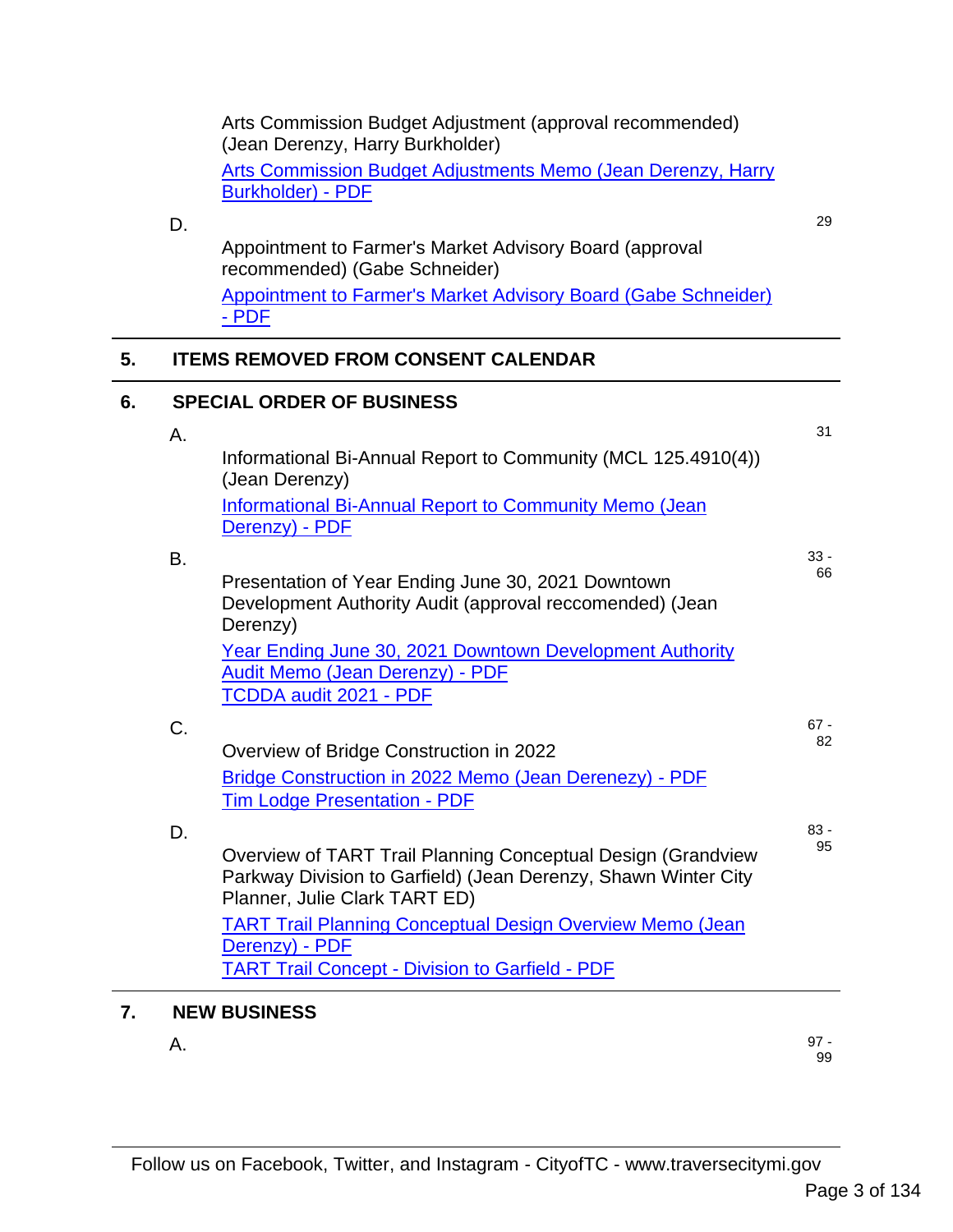Arts Commission Budget Adjustment (approval recommended) (Jean Derenzy, Harry Burkholder)

Arts Commission Budget Adjustments Memo (Jean Derenzy, Harry Burkholder) - PDF

D. 29

Appointment to Farmer's Market Advisory Board (approval recommended) (Gabe Schneider)

Appointment to Farmer's Market Advisory Board (Gabe Schneider) - PDF

## 5. ITEMS REMOVED FROM CONSENT CALENDAR

## 6. SPECIAL ORDER OF BUSINESS

A. 31

Informational Bi-Annual Report to Community (MCL 125.4910(4)) (Jean Derenzy)

Informational Bi-Annual Report to Community Memo (Jean Derenzy) - PDF

B. 33 - 66

Presentation of Year Ending June 30, 2021 Downtown Development Authority Audit (approval reccomended) (Jean Derenzy)

Year Ending June 30, 2021 Downtown Development Authority Audit Memo (Jean Derenzy) - PDF

TCDDA audit 2021 - PDF

C. 67 - 82

Overview of Bridge Construction in 2022

Bridge Construction in 2022 Memo (Jean Derenezy) - PDF

Tim Lodge Presentation - PDF

D. 83 - 95

Overview of TART Trail Planning Conceptual Design (Grandview Parkway Division to Garfield) (Jean Derenzy, Shawn Winter City Planner, Julie Clark TART ED)

TART Trail Planning Conceptual Design Overview Memo (Jean Derenzy) - PDF

TART Trail Concept - Division to Garfield - PDF

## 7. NEW BUSINESS

A. 97 - 99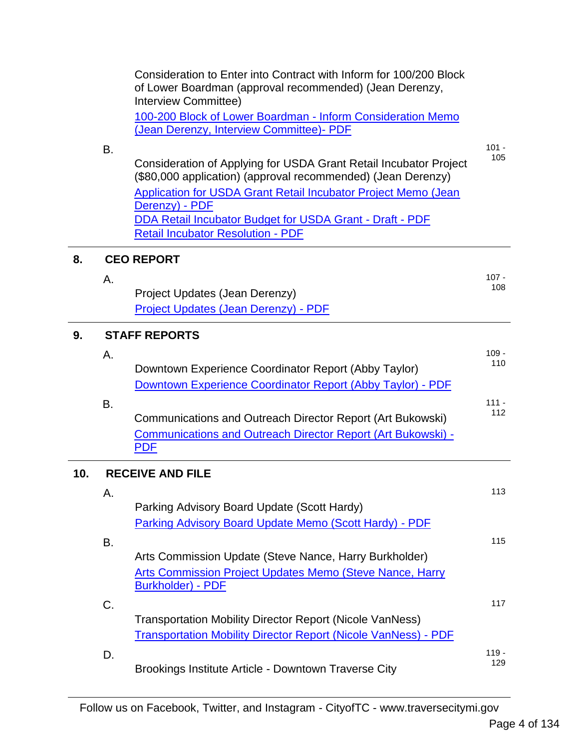Consideration to Enter into Contract with Inform for 100/200 Block of Lower Boardman (approval recommended) (Jean Derenzy, Interview Committee)

[100-200 Block of Lower Boardman - Inform Consideration Memo (Jean Derenzy, Interview Committee)- PDF]

B. Consideration of Applying for USDA Grant Retail Incubator Project ($80,000 application) (approval recommended) (Jean Derenzy) — 101 - 105

[Application for USDA Grant Retail Incubator Project Memo (Jean Derenzy) - PDF]

[DDA Retail Incubator Budget for USDA Grant - Draft - PDF]

[Retail Incubator Resolution - PDF]

## 8. CEO REPORT

A. Project Updates (Jean Derenzy) — 107 - 108

[Project Updates (Jean Derenzy) - PDF]

## 9. STAFF REPORTS

A. Downtown Experience Coordinator Report (Abby Taylor) — 109 - 110

[Downtown Experience Coordinator Report (Abby Taylor) - PDF]

B. Communications and Outreach Director Report (Art Bukowski) — 111 - 112

[Communications and Outreach Director Report (Art Bukowski) - PDF]

## 10. RECEIVE AND FILE

A. Parking Advisory Board Update (Scott Hardy) — 113

[Parking Advisory Board Update Memo (Scott Hardy) - PDF]

B. Arts Commission Update (Steve Nance, Harry Burkholder) — 115

[Arts Commission Project Updates Memo (Steve Nance, Harry Burkholder) - PDF]

C. Transportation Mobility Director Report (Nicole VanNess) — 117

[Transportation Mobility Director Report (Nicole VanNess) - PDF]

D. Brookings Institute Article - Downtown Traverse City — 119 - 129

Follow us on Facebook, Twitter, and Instagram - CityofTC - www.traversecitymi.gov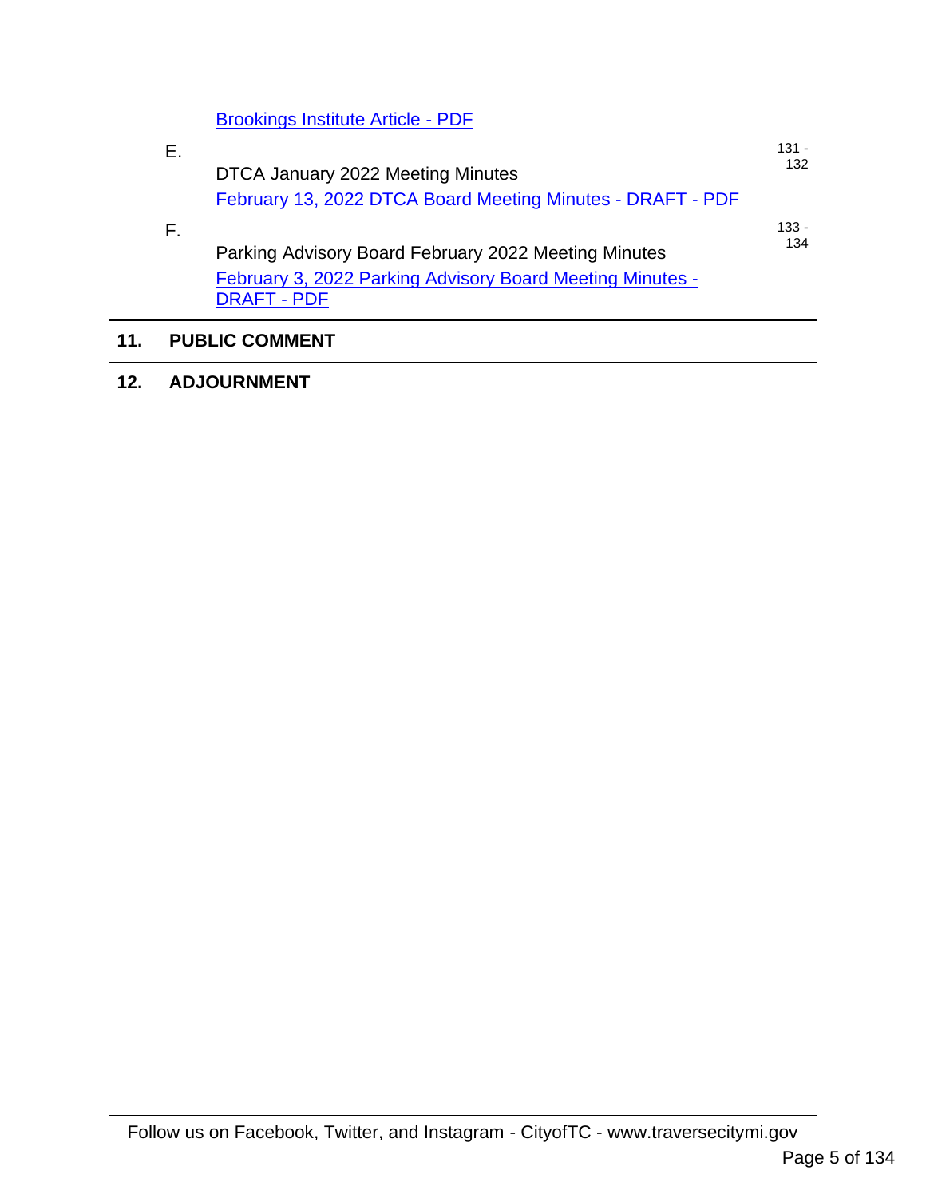[Brookings Institute Article - PDF]

E. DTCA January 2022 Meeting Minutes — 131 - 132

[February 13, 2022 DTCA Board Meeting Minutes - DRAFT - PDF]

F. Parking Advisory Board February 2022 Meeting Minutes — 133 - 134

[February 3, 2022 Parking Advisory Board Meeting Minutes - DRAFT - PDF]

## 11. PUBLIC COMMENT

## 12. ADJOURNMENT

Follow us on Facebook, Twitter, and Instagram - CityofTC - www.traversecitymi.gov